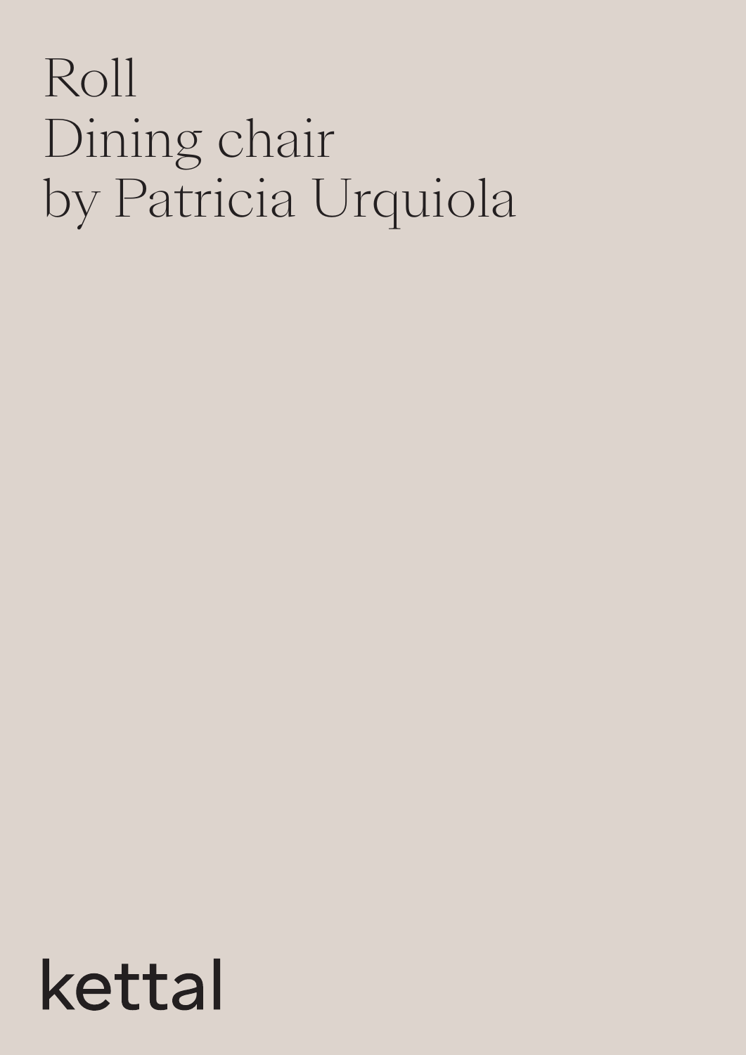# Roll
# Dining chair
# by Patricia Urquiola

kettal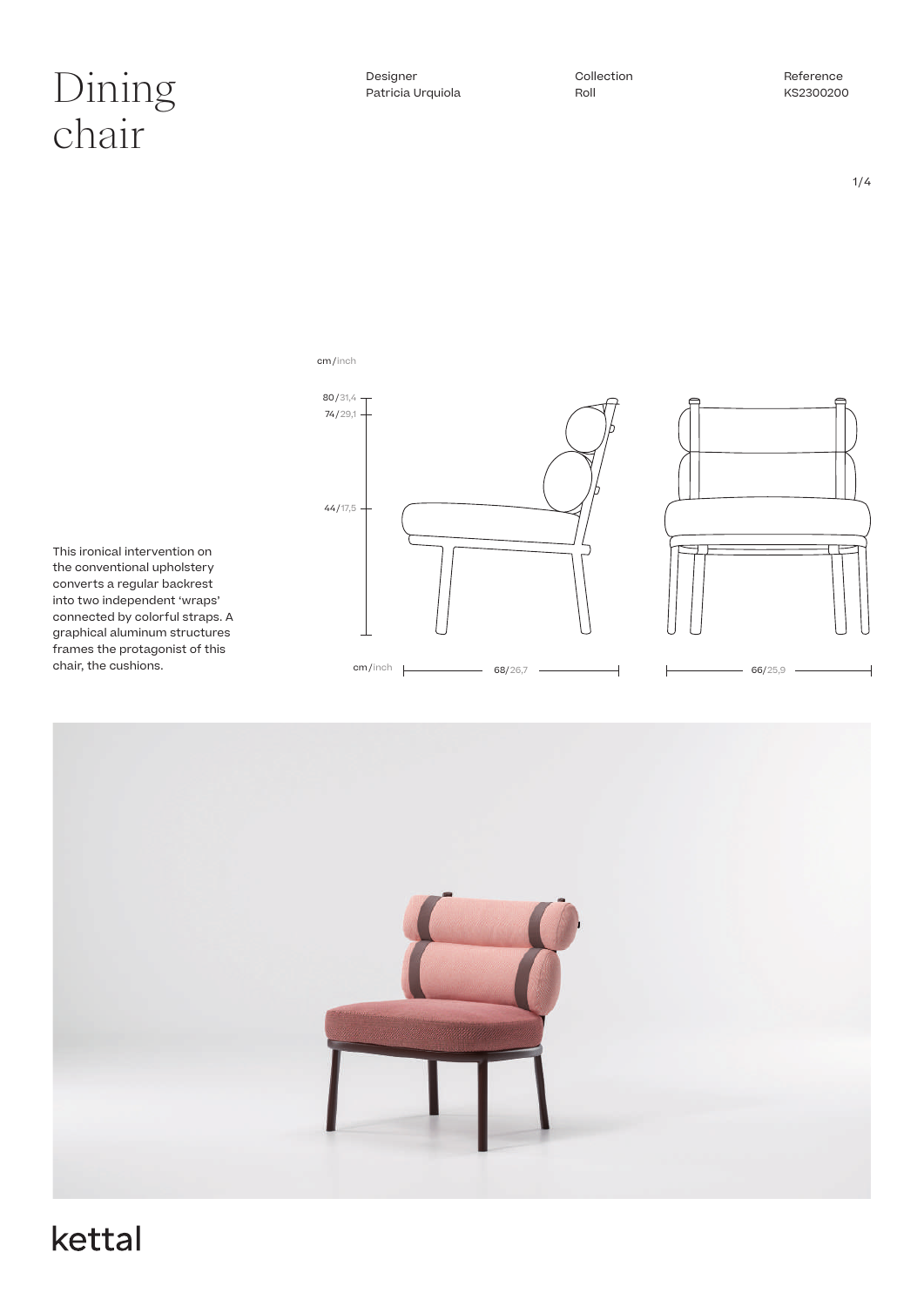# Dining chair

Designer
Patricia Urquiola

Collection
Roll

Reference
KS2300200

cm/inch

80/31,4
74/29,1
44/17,5

cm/inch 68/26,7

66/25,9

This ironical intervention on the conventional upholstery converts a regular backrest into two independent 'wraps' connected by colorful straps. A graphical aluminum structures frames the protagonist of this chair, the cushions.

kettal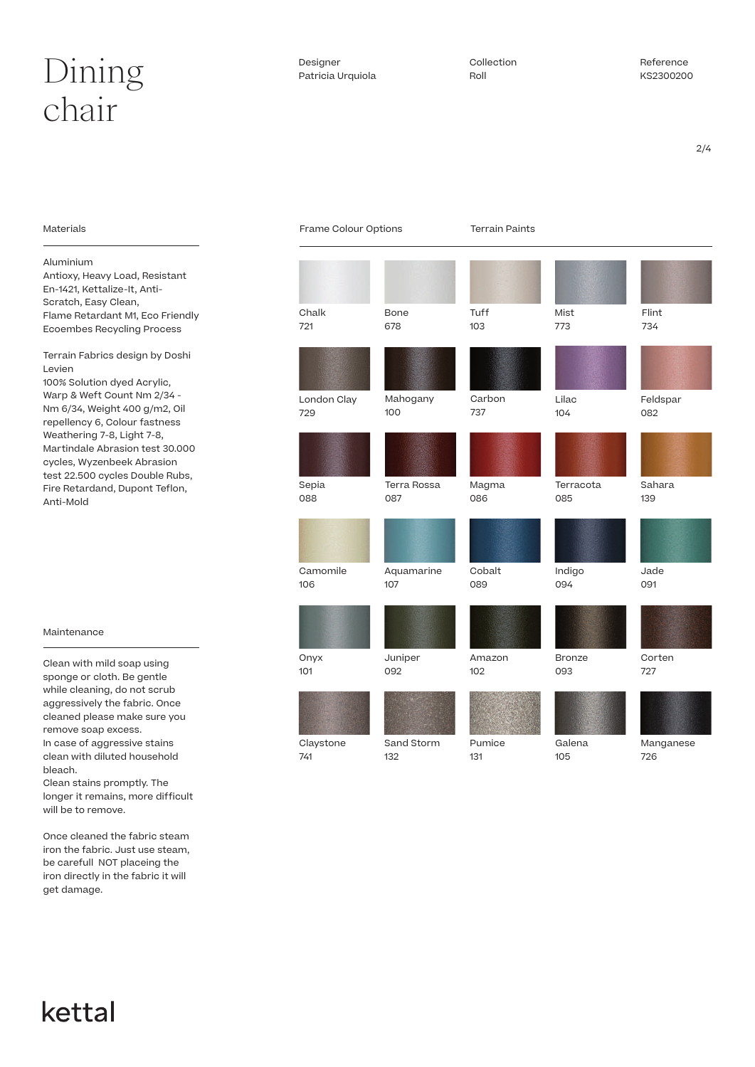# Dining chair

Designer
Patricia Urquiola

Collection
Roll

Reference
KS2300200

## Materials

Aluminium
Antioxy, Heavy Load, Resistant En-1421, Kettalize-It, Anti-Scratch, Easy Clean,
Flame Retardant M1, Eco Friendly
Ecoembes Recycling Process

Terrain Fabrics design by Doshi Levien
100% Solution dyed Acrylic, Warp & Weft Count Nm 2/34 - Nm 6/34, Weight 400 g/m2, Oil repellency 6, Colour fastness Weathering 7-8, Light 7-8, Martindale Abrasion test 30.000 cycles, Wyzenbeek Abrasion test 22.500 cycles Double Rubs, Fire Retardand, Dupont Teflon, Anti-Mold

## Maintenance

Clean with mild soap using sponge or cloth. Be gentle while cleaning, do not scrub aggressively the fabric. Once cleaned please make sure you remove soap excess.
In case of aggressive stains clean with diluted household bleach.
Clean stains promptly. The longer it remains, more difficult will be to remove.

Once cleaned the fabric steam iron the fabric. Just use steam, be carefull NOT placeing the iron directly in the fabric it will get damage.

## Frame Colour Options

## Terrain Paints

| | | | | |
|---|---|---|---|---|
| Chalk 721 | Bone 678 | Tuff 103 | Mist 773 | Flint 734 |
| London Clay 729 | Mahogany 100 | Carbon 737 | Lilac 104 | Feldspar 082 |
| Sepia 088 | Terra Rossa 087 | Magma 086 | Terracota 085 | Sahara 139 |
| Camomile 106 | Aquamarine 107 | Cobalt 089 | Indigo 094 | Jade 091 |
| Onyx 101 | Juniper 092 | Amazon 102 | Bronze 093 | Corten 727 |
| Claystone 741 | Sand Storm 132 | Pumice 131 | Galena 105 | Manganese 726 |

kettal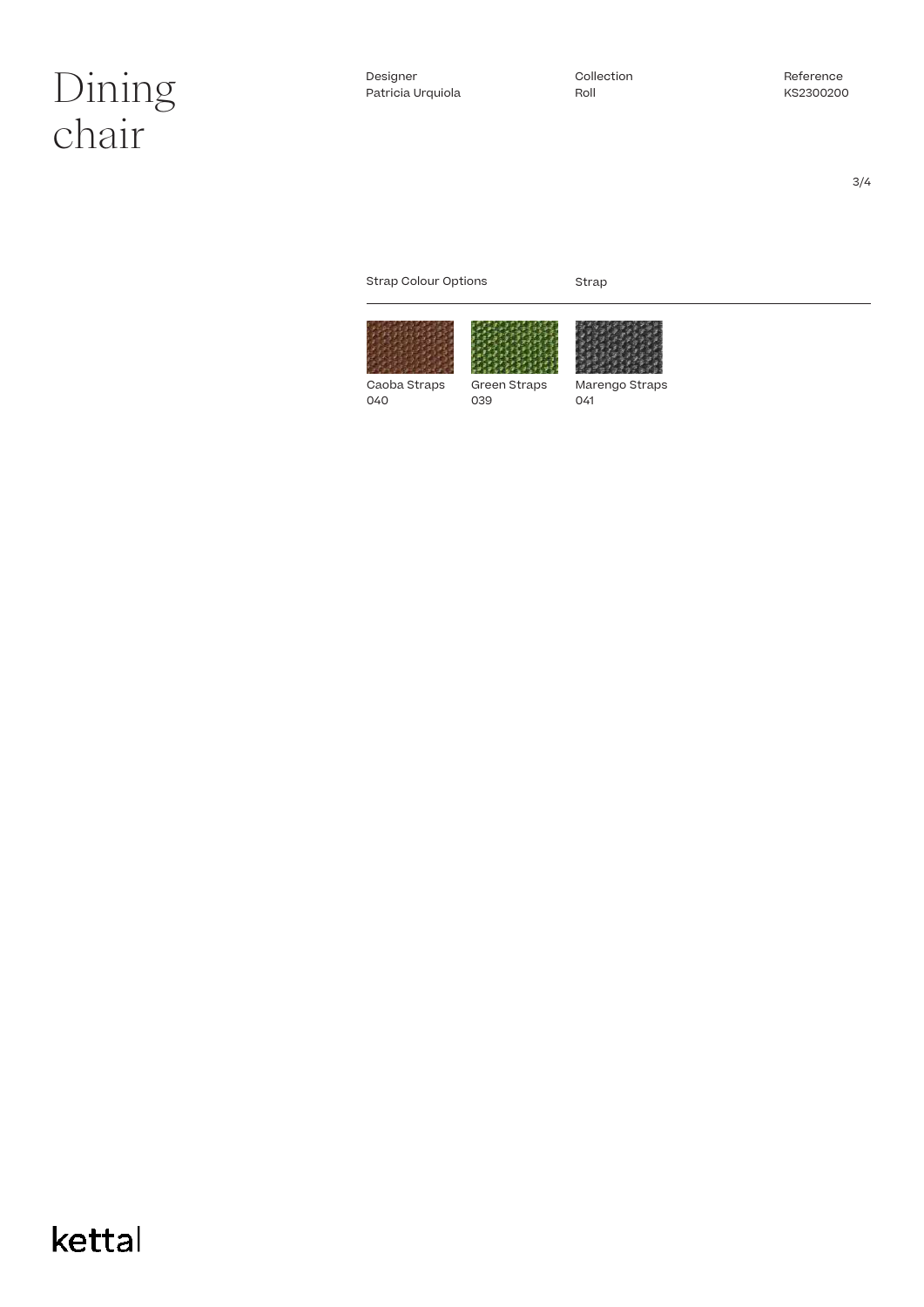# Dining chair

| Designer | Collection | Reference |
|---|---|---|
| Patricia Urquiola | Roll | KS2300200 |

Strap Colour Options

Strap

| Caoba Straps | Green Straps | Marengo Straps |
|---|---|---|
| 040 | 039 | 041 |

kettal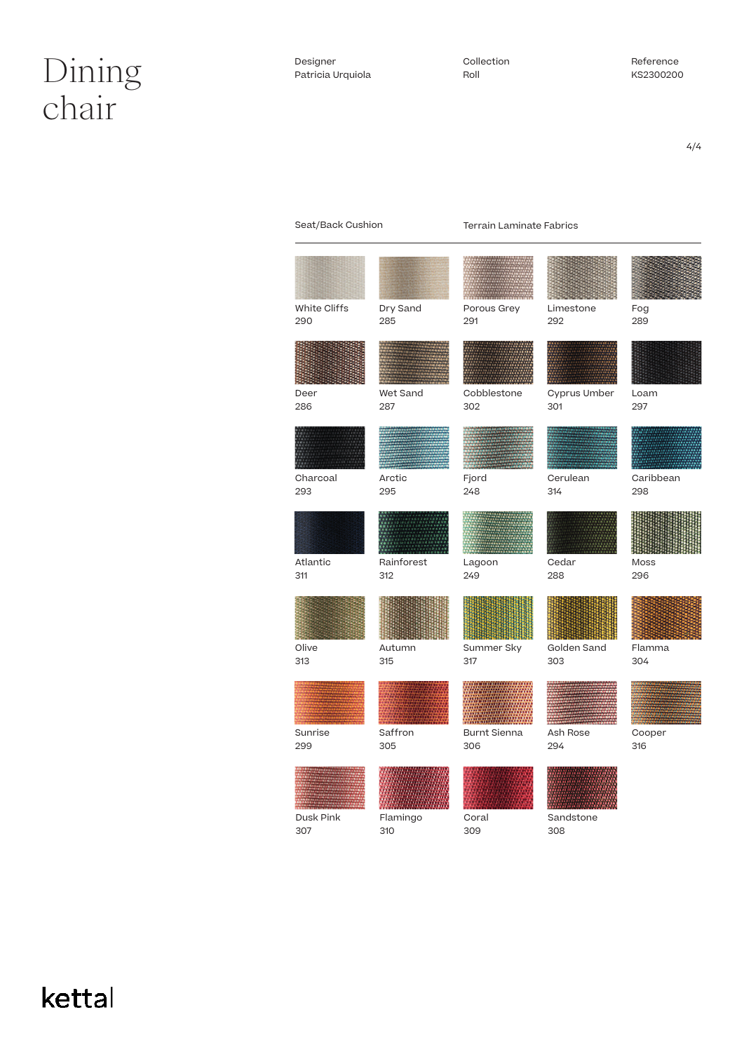# Dining chair

Designer
Patricia Urquiola

Collection
Roll

Reference
KS2300200

Seat/Back Cushion

Terrain Laminate Fabrics

| | | | | |
|---|---|---|---|---|
| White Cliffs 290 | Dry Sand 285 | Porous Grey 291 | Limestone 292 | Fog 289 |
| Deer 286 | Wet Sand 287 | Cobblestone 302 | Cyprus Umber 301 | Loam 297 |
| Charcoal 293 | Arctic 295 | Fjord 248 | Cerulean 314 | Caribbean 298 |
| Atlantic 311 | Rainforest 312 | Lagoon 249 | Cedar 288 | Moss 296 |
| Olive 313 | Autumn 315 | Summer Sky 317 | Golden Sand 303 | Flamma 304 |
| Sunrise 299 | Saffron 305 | Burnt Sienna 306 | Ash Rose 294 | Cooper 316 |
| Dusk Pink 307 | Flamingo 310 | Coral 309 | Sandstone 308 | |

kettal